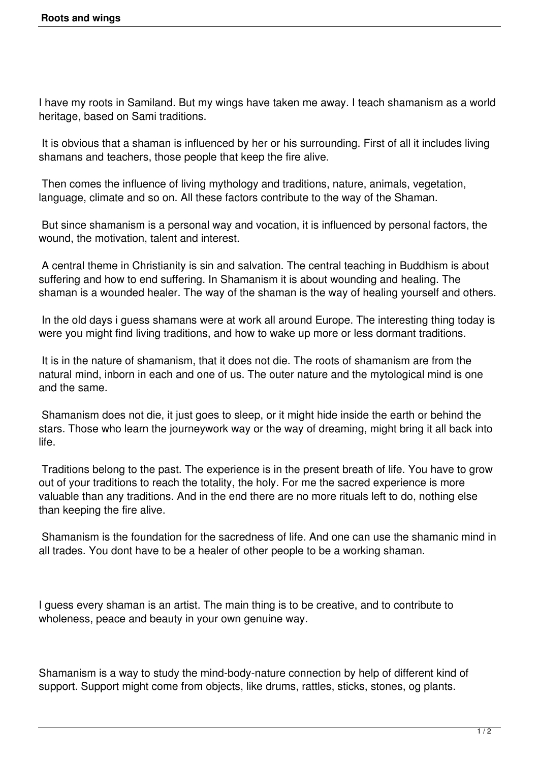# Roots and wings

I have my roots in Samiland. But my wings have taken me away. I teach shamanism as a world heritage, based on Sami traditions.

It is obvious that a shaman is influenced by her or his surrounding. First of all it includes living shamans and teachers, those people that keep the fire alive.

Then comes the influence of living mythology and traditions, nature, animals, vegetation, language, climate and so on. All these factors contribute to the way of the Shaman.

But since shamanism is a personal way and vocation, it is influenced by personal factors, the wound, the motivation, talent and interest.

A central theme in Christianity is sin and salvation. The central teaching in Buddhism is about suffering and how to end suffering. In Shamanism it is about wounding and healing. The shaman is a wounded healer. The way of the shaman is the way of healing yourself and others.

In the old days i guess shamans were at work all around Europe. The interesting thing today is were you might find living traditions, and how to wake up more or less dormant traditions.

It is in the nature of shamanism, that it does not die. The roots of shamanism are from the natural mind, inborn in each and one of us. The outer nature and the mytological mind is one and the same.

Shamanism does not die, it just goes to sleep, or it might hide inside the earth or behind the stars. Those who learn the journeywork way or the way of dreaming, might bring it all back into life.

Traditions belong to the past. The experience is in the present breath of life. You have to grow out of your traditions to reach the totality, the holy. For me the sacred experience is more valuable than any traditions. And in the end there are no more rituals left to do, nothing else than keeping the fire alive.

Shamanism is the foundation for the sacredness of life. And one can use the shamanic mind in all trades. You dont have to be a healer of other people to be a working shaman.

I guess every shaman is an artist. The main thing is to be creative, and to contribute to wholeness, peace and beauty in your own genuine way.

Shamanism is a way to study the mind-body-nature connection by help of different kind of support. Support might come from objects, like drums, rattles, sticks, stones, og plants.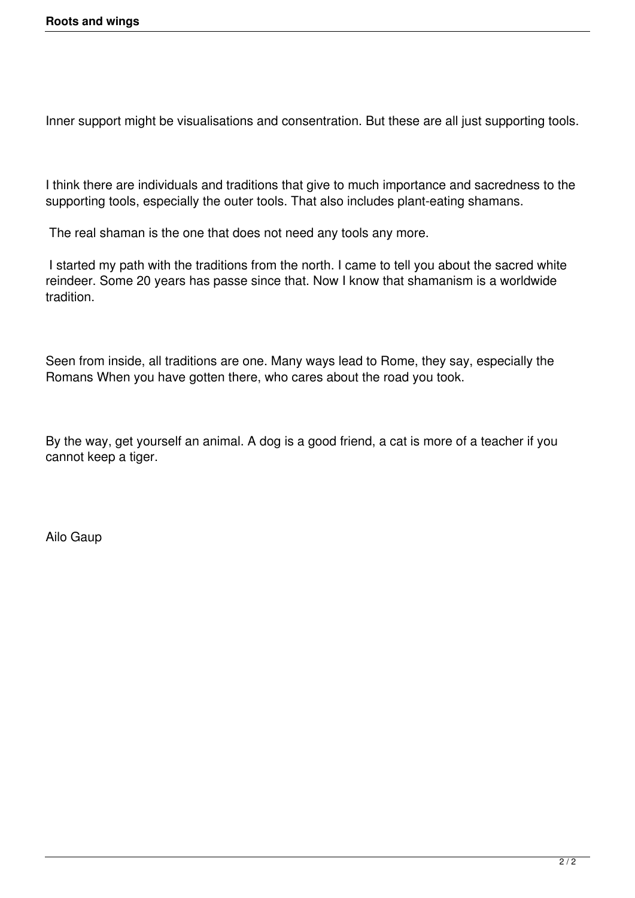Inner support might be visualisations and consentration. But these are all just supporting tools.

I think there are individuals and traditions that give to much importance and sacredness to the supporting tools, especially the outer tools. That also includes plant-eating shamans.

The real shaman is the one that does not need any tools any more.

I started my path with the traditions from the north. I came to tell you about the sacred white reindeer. Some 20 years has passe since that. Now I know that shamanism is a worldwide tradition.

Seen from inside, all traditions are one. Many ways lead to Rome, they say, especially the Romans When you have gotten there, who cares about the road you took.

By the way, get yourself an animal. A dog is a good friend, a cat is more of a teacher if you cannot keep a tiger.

Ailo Gaup